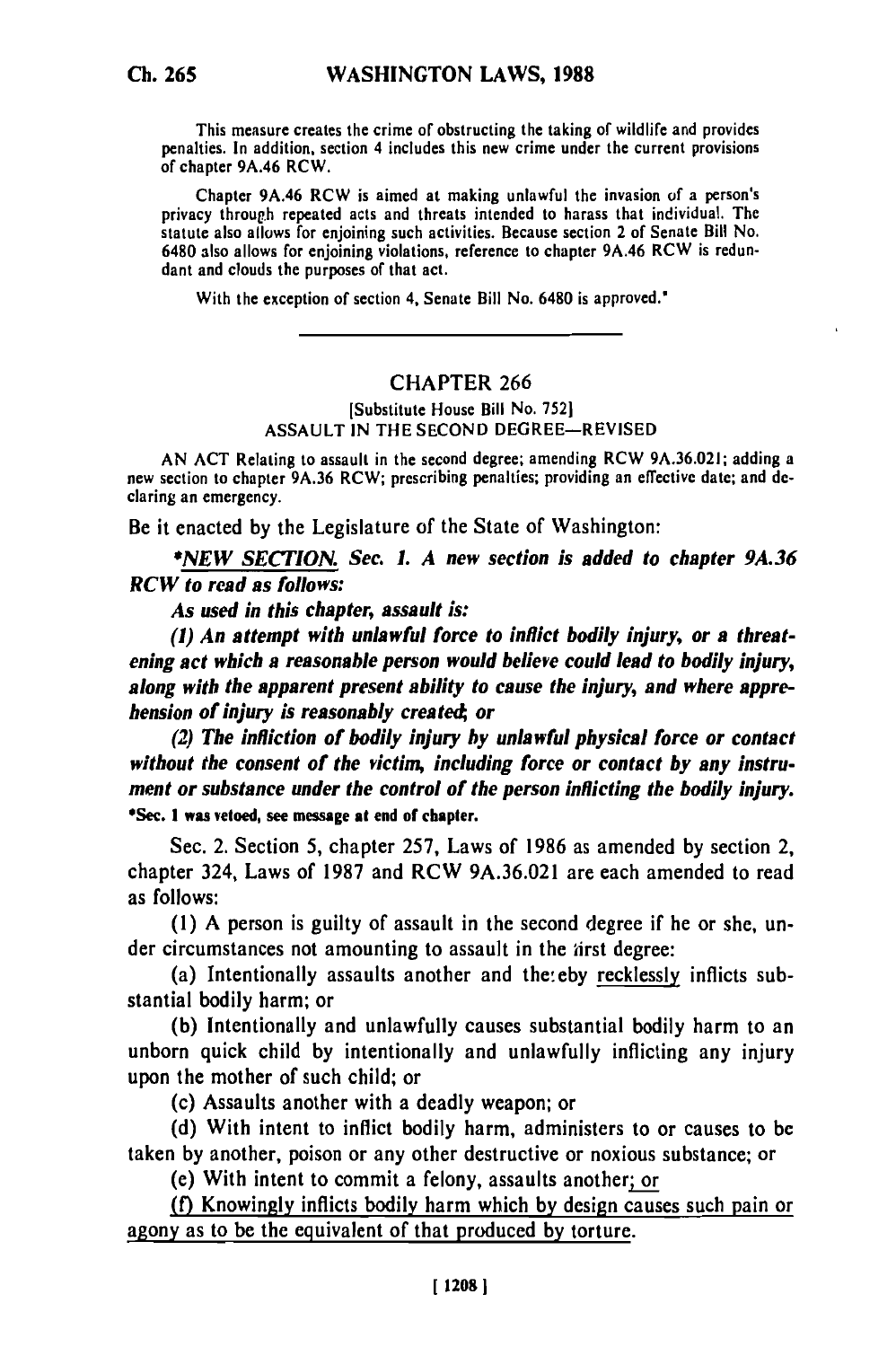This measure creates the crime of obstructing the taking of wildlife and provides penalties. In addition, section 4 includes this new crime under the current provisions of chapter 9A.46 RCW.

Chapter 9A.46 RCW is aimed at making unlawful the invasion of a person's privacy through repeated acts and threats intended to harass that individual. The statute also allows for enjoining such activities. Because section 2 of Senate Bill No. 6480 also allows for enjoining violations, reference to chapter 9A.46 RCW is redundant and clouds the purposes of that act.

With the exception of section 4, Senate Bill No. 6480 is approved."

---

# CHAPTER 266

[Substitute House Bill No. 752]

ASSAULT IN THE SECOND DEGREE—REVISED

AN ACT Relating to assault in the second degree; amending RCW 9A.36.021; adding a new section to chapter 9A.36 RCW; prescribing penalties; providing an effective date; and declaring an emergency.

Be it enacted by the Legislature of the State of Washington:

****NEW SECTION.*** *Sec. 1. A new section is added to chapter 9A.36 RCW to read as follows:***

***As used in this chapter, assault is:***

***(1) An attempt with unlawful force to inflict bodily injury, or a threatening act which a reasonable person would believe could lead to bodily injury, along with the apparent present ability to cause the injury, and where apprehension of injury is reasonably created; or***

***(2) The infliction of bodily injury by unlawful physical force or contact without the consent of the victim, including force or contact by any instrument or substance under the control of the person inflicting the bodily injury.***

**\*Sec. 1 was vetoed, see message at end of chapter.**

Sec. 2. Section 5, chapter 257, Laws of 1986 as amended by section 2, chapter 324, Laws of 1987 and RCW 9A.36.021 are each amended to read as follows:

(1) A person is guilty of assault in the second degree if he or she, under circumstances not amounting to assault in the first degree:

(a) Intentionally assaults another and thereby recklessly inflicts substantial bodily harm; or

(b) Intentionally and unlawfully causes substantial bodily harm to an unborn quick child by intentionally and unlawfully inflicting any injury upon the mother of such child; or

(c) Assaults another with a deadly weapon; or

(d) With intent to inflict bodily harm, administers to or causes to be taken by another, poison or any other destructive or noxious substance; or

(e) With intent to commit a felony, assaults another; or

(f) Knowingly inflicts bodily harm which by design causes such pain or agony as to be the equivalent of that produced by torture.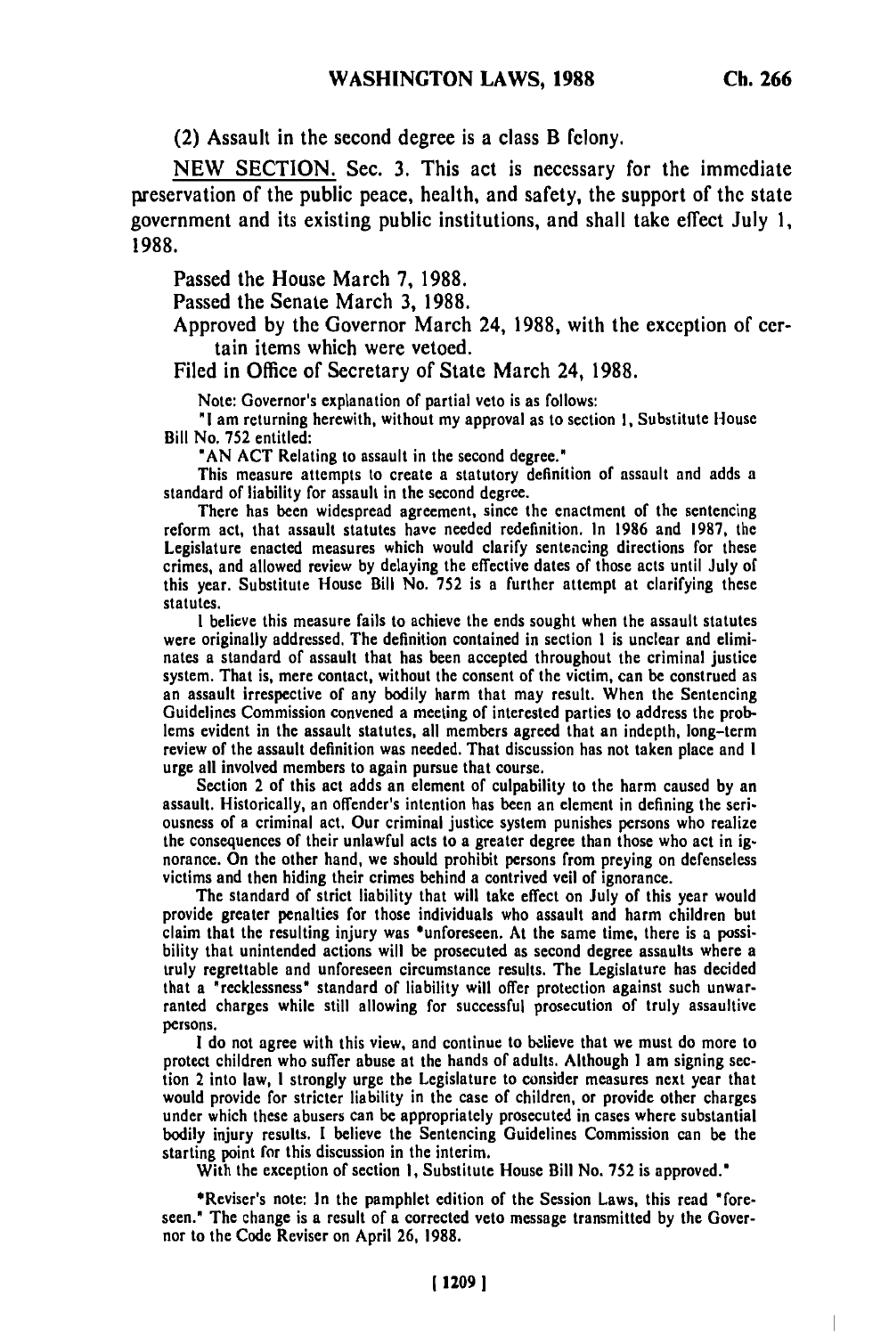(2) Assault in the second degree is a class B felony.

NEW SECTION. Sec. 3. This act is necessary for the immediate preservation of the public peace, health, and safety, the support of the state government and its existing public institutions, and shall take effect July 1, 1988.

Passed the House March 7, 1988.

Passed the Senate March 3, 1988.

Approved by the Governor March 24, 1988, with the exception of certain items which were vetoed.

Filed in Office of Secretary of State March 24, 1988.

Note: Governor's explanation of partial veto is as follows:

"I am returning herewith, without my approval as to section 1, Substitute House Bill No. 752 entitled:

"AN ACT Relating to assault in the second degree."

This measure attempts to create a statutory definition of assault and adds a standard of liability for assault in the second degree.

There has been widespread agreement, since the enactment of the sentencing reform act, that assault statutes have needed redefinition. In 1986 and 1987, the Legislature enacted measures which would clarify sentencing directions for these crimes, and allowed review by delaying the effective dates of those acts until July of this year. Substitute House Bill No. 752 is a further attempt at clarifying these statutes.

I believe this measure fails to achieve the ends sought when the assault statutes were originally addressed. The definition contained in section 1 is unclear and eliminates a standard of assault that has been accepted throughout the criminal justice system. That is, mere contact, without the consent of the victim, can be construed as an assault irrespective of any bodily harm that may result. When the Sentencing Guidelines Commission convened a meeting of interested parties to address the problems evident in the assault statutes, all members agreed that an indepth, long-term review of the assault definition was needed. That discussion has not taken place and I urge all involved members to again pursue that course.

Section 2 of this act adds an element of culpability to the harm caused by an assault. Historically, an offender's intention has been an element in defining the seriousness of a criminal act. Our criminal justice system punishes persons who realize the consequences of their unlawful acts to a greater degree than those who act in ignorance. On the other hand, we should prohibit persons from preying on defenseless victims and then hiding their crimes behind a contrived veil of ignorance.

The standard of strict liability that will take effect on July of this year would provide greater penalties for those individuals who assault and harm children but claim that the resulting injury was *unforeseen. At the same time, there is a possibility that unintended actions will be prosecuted as second degree assaults where a truly regrettable and unforeseen circumstance results. The Legislature has decided that a "recklessness" standard of liability will offer protection against such unwarranted charges while still allowing for successful prosecution of truly assaultive persons.

I do not agree with this view, and continue to believe that we must do more to protect children who suffer abuse at the hands of adults. Although I am signing section 2 into law, I strongly urge the Legislature to consider measures next year that would provide for stricter liability in the case of children, or provide other charges under which these abusers can be appropriately prosecuted in cases where substantial bodily injury results. I believe the Sentencing Guidelines Commission can be the starting point for this discussion in the interim.

With the exception of section 1, Substitute House Bill No. 752 is approved."

*Reviser's note: In the pamphlet edition of the Session Laws, this read "foreseen." The change is a result of a corrected veto message transmitted by the Governor to the Code Reviser on April 26, 1988.